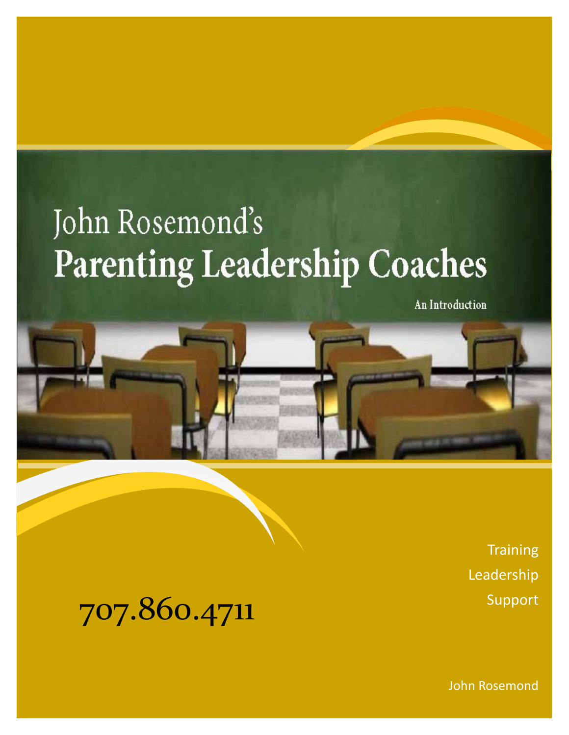# John Rosemond's Parenting Leadership Coaches

An Introduction

707.860.4711

Training

Leadership

Support

John Rosemond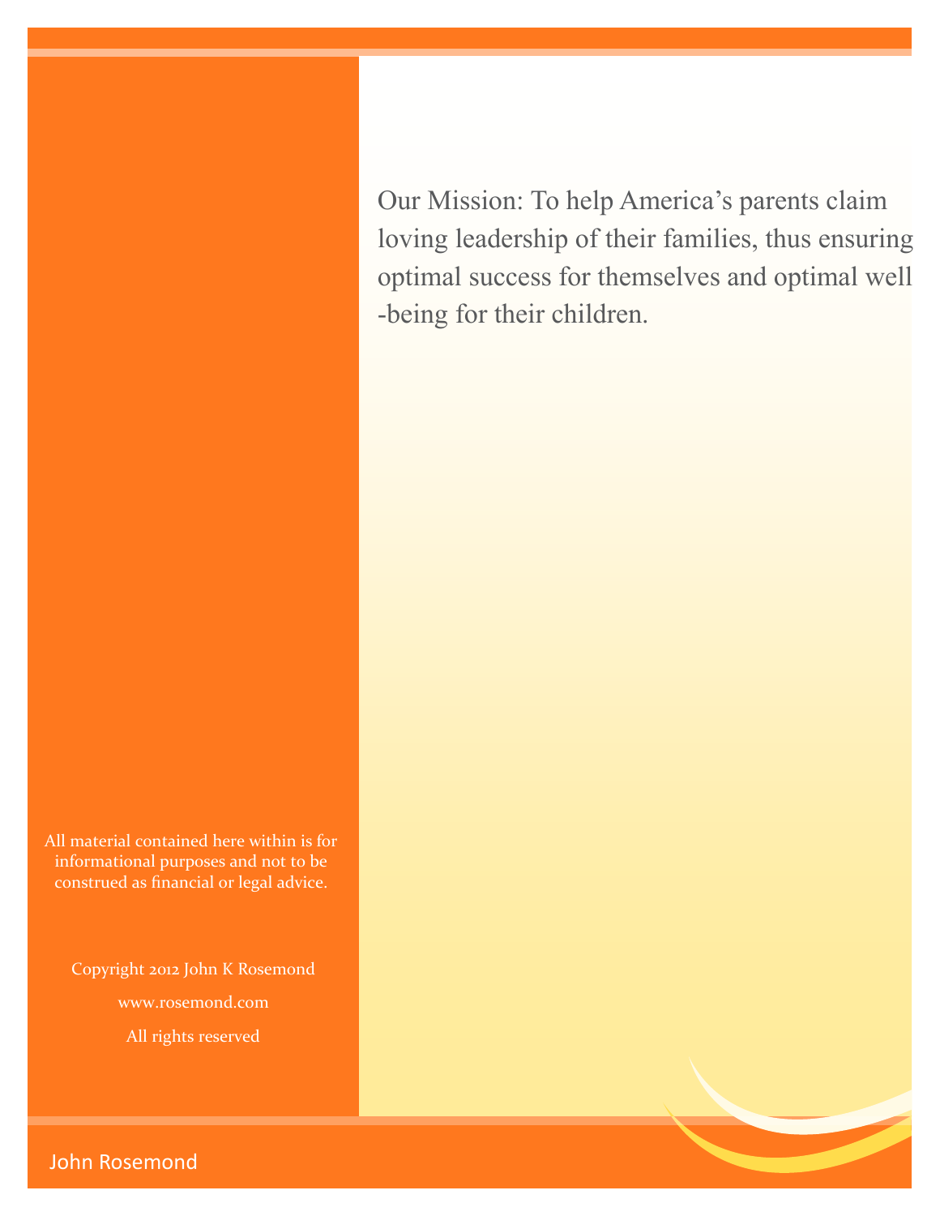Our Mission: To help America's parents claim loving leadership of their families, thus ensuring optimal success for themselves and optimal well-being for their children.

All material contained here within is for informational purposes and not to be construed as financial or legal advice.

Copyright 2012 John K Rosemond

www.rosemond.com

All rights reserved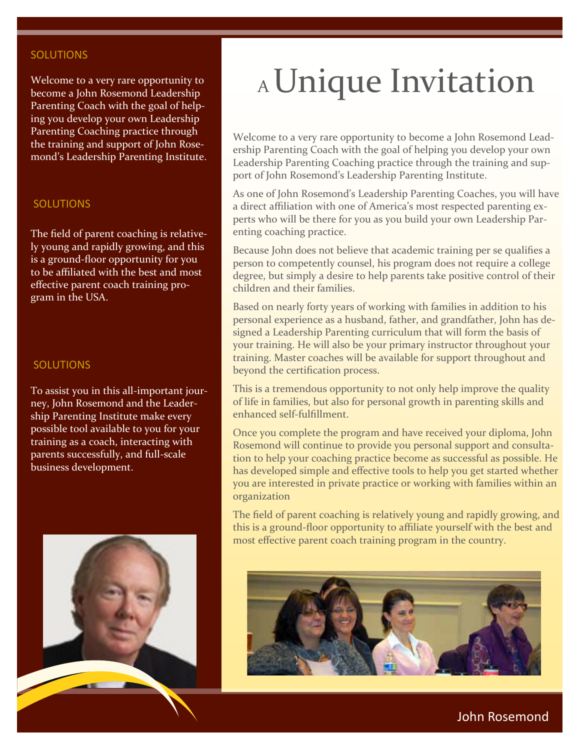## SOLUTIONS

Welcome to a very rare opportunity to become a John Rosemond Leadership Parenting Coach with the goal of helping you develop your own Leadership Parenting Coaching practice through the training and support of John Rosemond's Leadership Parenting Institute.

## SOLUTIONS

The field of parent coaching is relatively young and rapidly growing, and this is a ground-floor opportunity for you to be affiliated with the best and most effective parent coach training program in the USA.

## SOLUTIONS

To assist you in this all-important journey, John Rosemond and the Leadership Parenting Institute make every possible tool available to you for your training as a coach, interacting with parents successfully, and full-scale business development.

# A Unique Invitation

Welcome to a very rare opportunity to become a John Rosemond Leadership Parenting Coach with the goal of helping you develop your own Leadership Parenting Coaching practice through the training and support of John Rosemond's Leadership Parenting Institute.

As one of John Rosemond's Leadership Parenting Coaches, you will have a direct affiliation with one of America's most respected parenting experts who will be there for you as you build your own Leadership Parenting coaching practice.

Because John does not believe that academic training per se qualifies a person to competently counsel, his program does not require a college degree, but simply a desire to help parents take positive control of their children and their families.

Based on nearly forty years of working with families in addition to his personal experience as a husband, father, and grandfather, John has designed a Leadership Parenting curriculum that will form the basis of your training. He will also be your primary instructor throughout your training. Master coaches will be available for support throughout and beyond the certification process.

This is a tremendous opportunity to not only help improve the quality of life in families, but also for personal growth in parenting skills and enhanced self-fulfillment.

Once you complete the program and have received your diploma, John Rosemond will continue to provide you personal support and consultation to help your coaching practice become as successful as possible. He has developed simple and effective tools to help you get started whether you are interested in private practice or working with families within an organization

The field of parent coaching is relatively young and rapidly growing, and this is a ground-floor opportunity to affiliate yourself with the best and most effective parent coach training program in the country.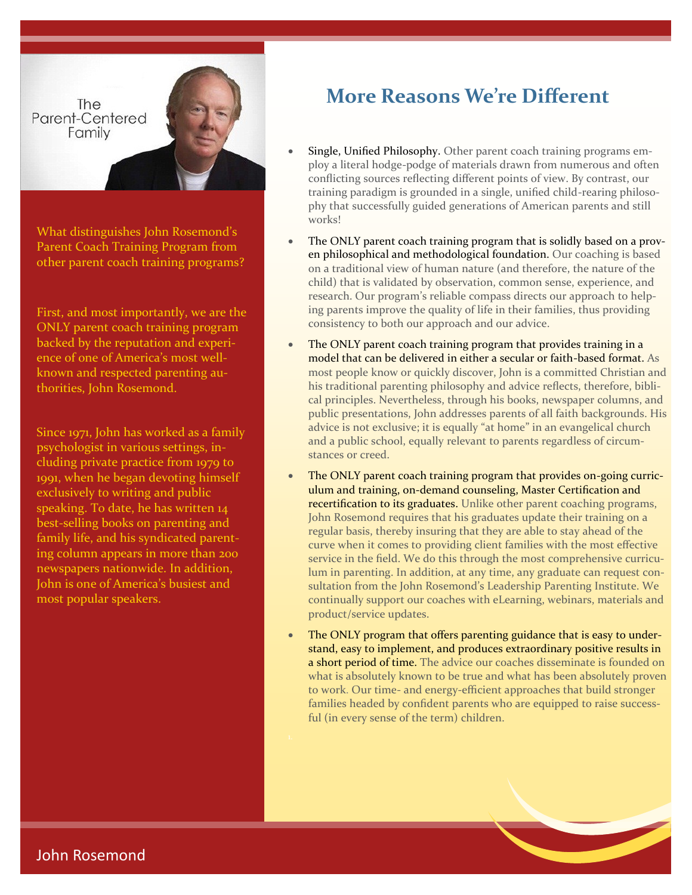The Parent-Centered Family

What distinguishes John Rosemond's Parent Coach Training Program from other parent coach training programs?

First, and most importantly, we are the ONLY parent coach training program backed by the reputation and experience of one of America's most well-known and respected parenting authorities, John Rosemond.

Since 1971, John has worked as a family psychologist in various settings, including private practice from 1979 to 1991, when he began devoting himself exclusively to writing and public speaking. To date, he has written 14 best-selling books on parenting and family life, and his syndicated parenting column appears in more than 200 newspapers nationwide. In addition, John is one of America's busiest and most popular speakers.

# More Reasons We're Different

- Single, Unified Philosophy. Other parent coach training programs employ a literal hodge-podge of materials drawn from numerous and often conflicting sources reflecting different points of view. By contrast, our training paradigm is grounded in a single, unified child-rearing philosophy that successfully guided generations of American parents and still works!
- The ONLY parent coach training program that is solidly based on a proven philosophical and methodological foundation. Our coaching is based on a traditional view of human nature (and therefore, the nature of the child) that is validated by observation, common sense, experience, and research. Our program's reliable compass directs our approach to helping parents improve the quality of life in their families, thus providing consistency to both our approach and our advice.
- The ONLY parent coach training program that provides training in a model that can be delivered in either a secular or faith-based format. As most people know or quickly discover, John is a committed Christian and his traditional parenting philosophy and advice reflects, therefore, biblical principles. Nevertheless, through his books, newspaper columns, and public presentations, John addresses parents of all faith backgrounds. His advice is not exclusive; it is equally "at home" in an evangelical church and a public school, equally relevant to parents regardless of circumstances or creed.
- The ONLY parent coach training program that provides on-going curriculum and training, on-demand counseling, Master Certification and recertification to its graduates. Unlike other parent coaching programs, John Rosemond requires that his graduates update their training on a regular basis, thereby insuring that they are able to stay ahead of the curve when it comes to providing client families with the most effective service in the field. We do this through the most comprehensive curriculum in parenting. In addition, at any time, any graduate can request consultation from the John Rosemond's Leadership Parenting Institute. We continually support our coaches with eLearning, webinars, materials and product/service updates.
- The ONLY program that offers parenting guidance that is easy to understand, easy to implement, and produces extraordinary positive results in a short period of time. The advice our coaches disseminate is founded on what is absolutely known to be true and what has been absolutely proven to work. Our time- and energy-efficient approaches that build stronger families headed by confident parents who are equipped to raise successful (in every sense of the term) children.

John Rosemond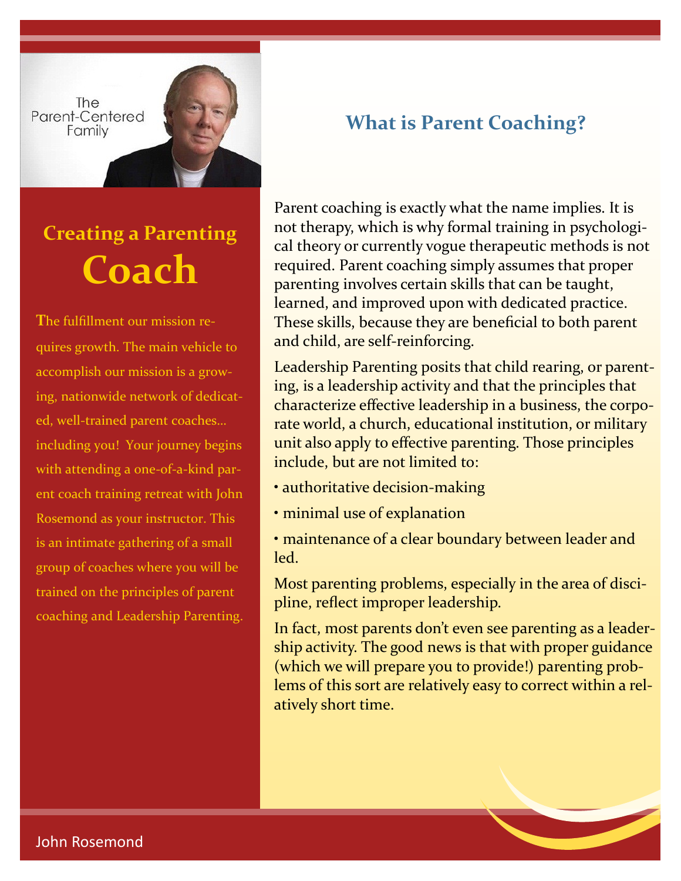The Parent-Centered Family

## Creating a Parenting Coach

The fulfillment our mission requires growth. The main vehicle to accomplish our mission is a growing, nationwide network of dedicated, well-trained parent coaches... including you! Your journey begins with attending a one-of-a-kind parent coach training retreat with John Rosemond as your instructor. This is an intimate gathering of a small group of coaches where you will be trained on the principles of parent coaching and Leadership Parenting.

## What is Parent Coaching?

Parent coaching is exactly what the name implies. It is not therapy, which is why formal training in psychological theory or currently vogue therapeutic methods is not required. Parent coaching simply assumes that proper parenting involves certain skills that can be taught, learned, and improved upon with dedicated practice. These skills, because they are beneficial to both parent and child, are self-reinforcing.

Leadership Parenting posits that child rearing, or parenting, is a leadership activity and that the principles that characterize effective leadership in a business, the corporate world, a church, educational institution, or military unit also apply to effective parenting. Those principles include, but are not limited to:

- authoritative decision-making
- minimal use of explanation
- maintenance of a clear boundary between leader and led.

Most parenting problems, especially in the area of discipline, reflect improper leadership.

In fact, most parents don't even see parenting as a leadership activity. The good news is that with proper guidance (which we will prepare you to provide!) parenting problems of this sort are relatively easy to correct within a relatively short time.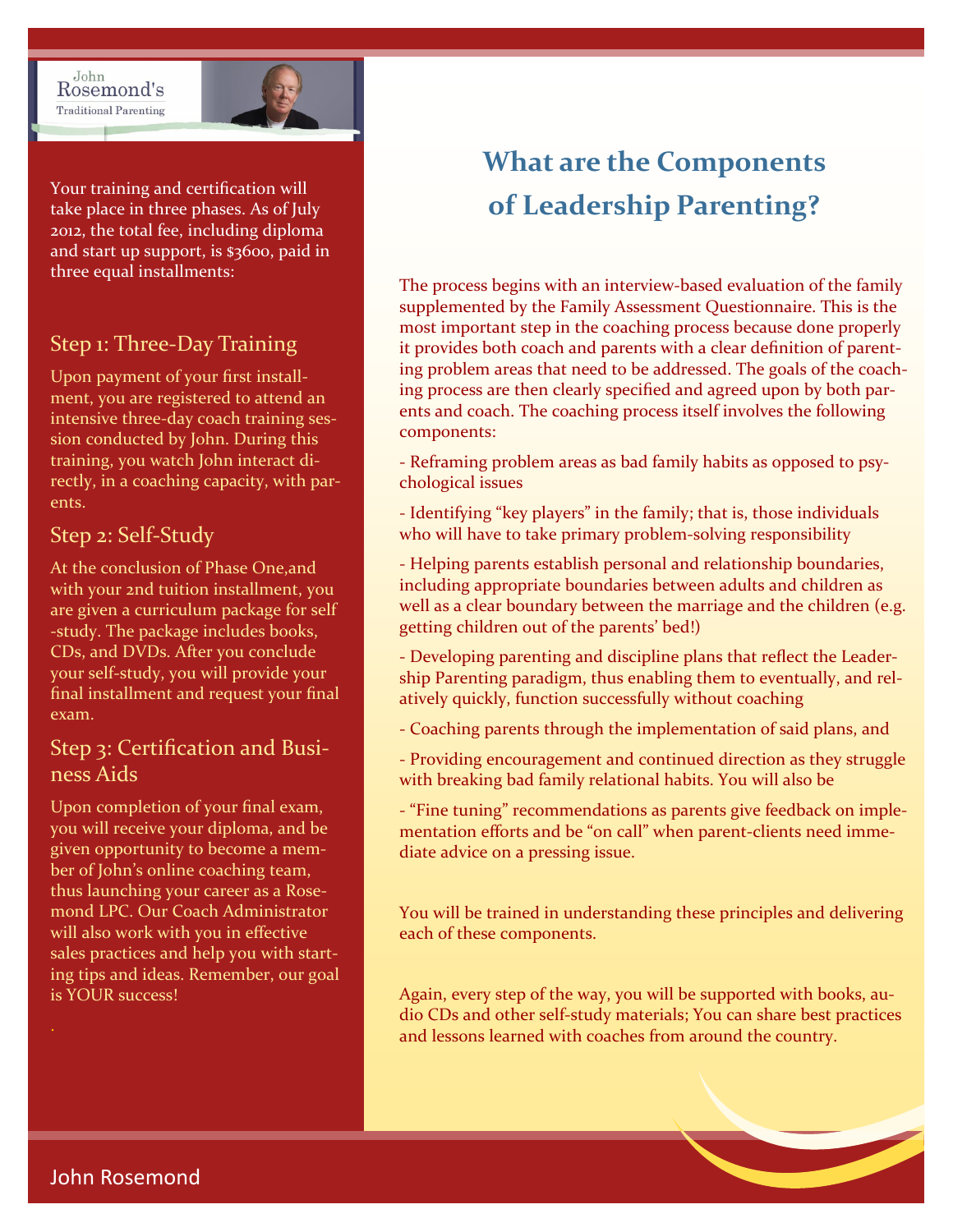Your training and certification will take place in three phases. As of July 2012, the total fee, including diploma and start up support, is $3600, paid in three equal installments:

### Step 1: Three-Day Training

Upon payment of your first installment, you are registered to attend an intensive three-day coach training session conducted by John. During this training, you watch John interact directly, in a coaching capacity, with parents.

### Step 2: Self-Study

At the conclusion of Phase One,and with your 2nd tuition installment, you are given a curriculum package for self-study. The package includes books, CDs, and DVDs. After you conclude your self-study, you will provide your final installment and request your final exam.

### Step 3: Certification and Business Aids

Upon completion of your final exam, you will receive your diploma, and be given opportunity to become a member of John's online coaching team, thus launching your career as a Rosemond LPC. Our Coach Administrator will also work with you in effective sales practices and help you with starting tips and ideas. Remember, our goal is YOUR success!

## What are the Components of Leadership Parenting?

The process begins with an interview-based evaluation of the family supplemented by the Family Assessment Questionnaire. This is the most important step in the coaching process because done properly it provides both coach and parents with a clear definition of parenting problem areas that need to be addressed. The goals of the coaching process are then clearly specified and agreed upon by both parents and coach. The coaching process itself involves the following components:

- Reframing problem areas as bad family habits as opposed to psychological issues
- Identifying "key players" in the family; that is, those individuals who will have to take primary problem-solving responsibility
- Helping parents establish personal and relationship boundaries, including appropriate boundaries between adults and children as well as a clear boundary between the marriage and the children (e.g. getting children out of the parents' bed!)
- Developing parenting and discipline plans that reflect the Leadership Parenting paradigm, thus enabling them to eventually, and relatively quickly, function successfully without coaching
- Coaching parents through the implementation of said plans, and
- Providing encouragement and continued direction as they struggle with breaking bad family relational habits. You will also be
- "Fine tuning" recommendations as parents give feedback on implementation efforts and be "on call" when parent-clients need immediate advice on a pressing issue.

You will be trained in understanding these principles and delivering each of these components.

Again, every step of the way, you will be supported with books, audio CDs and other self-study materials; You can share best practices and lessons learned with coaches from around the country.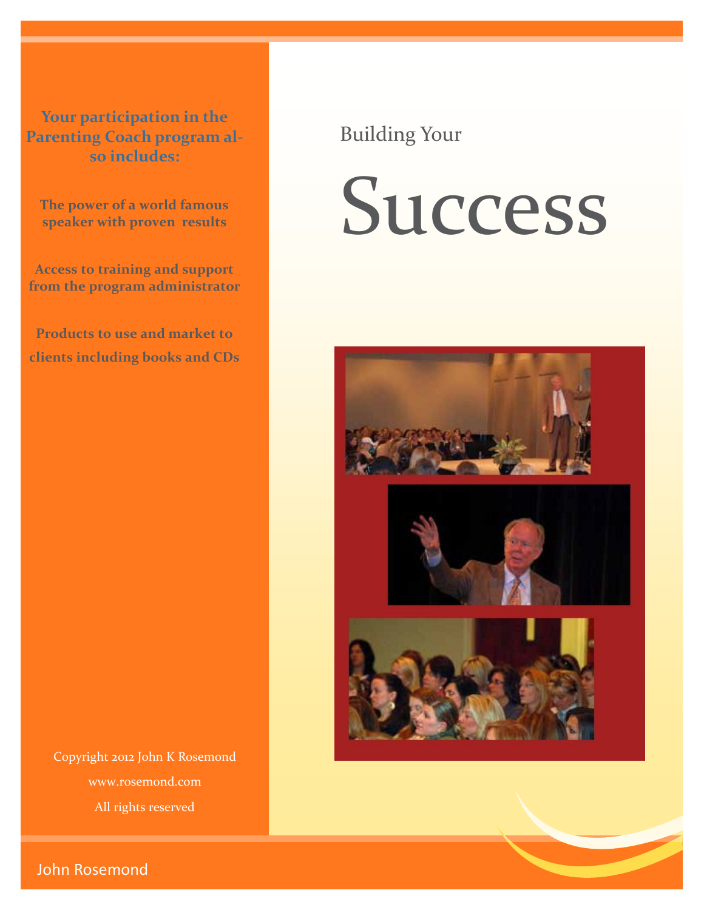**Your participation in the Parenting Coach program also includes:**

**The power of a world famous speaker with proven results**

**Access to training and support from the program administrator**

**Products to use and market to clients including books and CDs**

Copyright 2012 John K Rosemond

www.rosemond.com

All rights reserved

Building Your

# Success

John Rosemond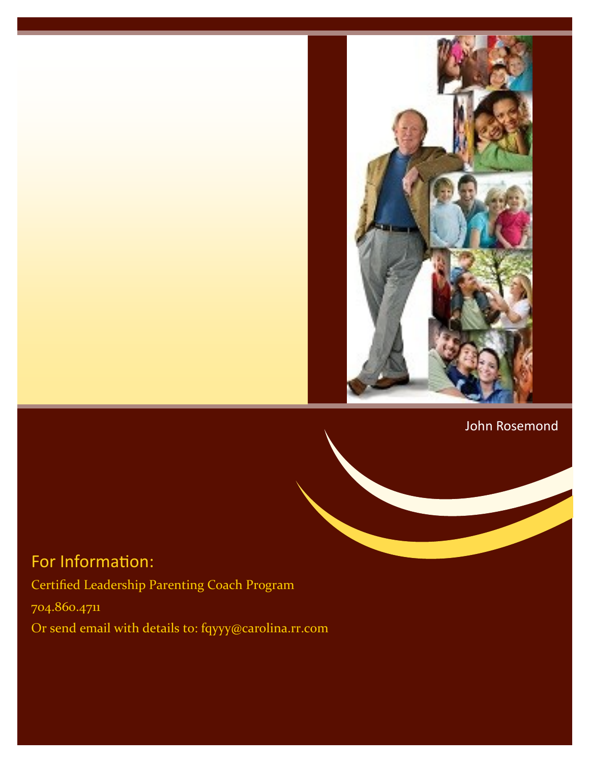John Rosemond

## For Information:

Certified Leadership Parenting Coach Program

704.860.4711

Or send email with details to: fqyyy@carolina.rr.com